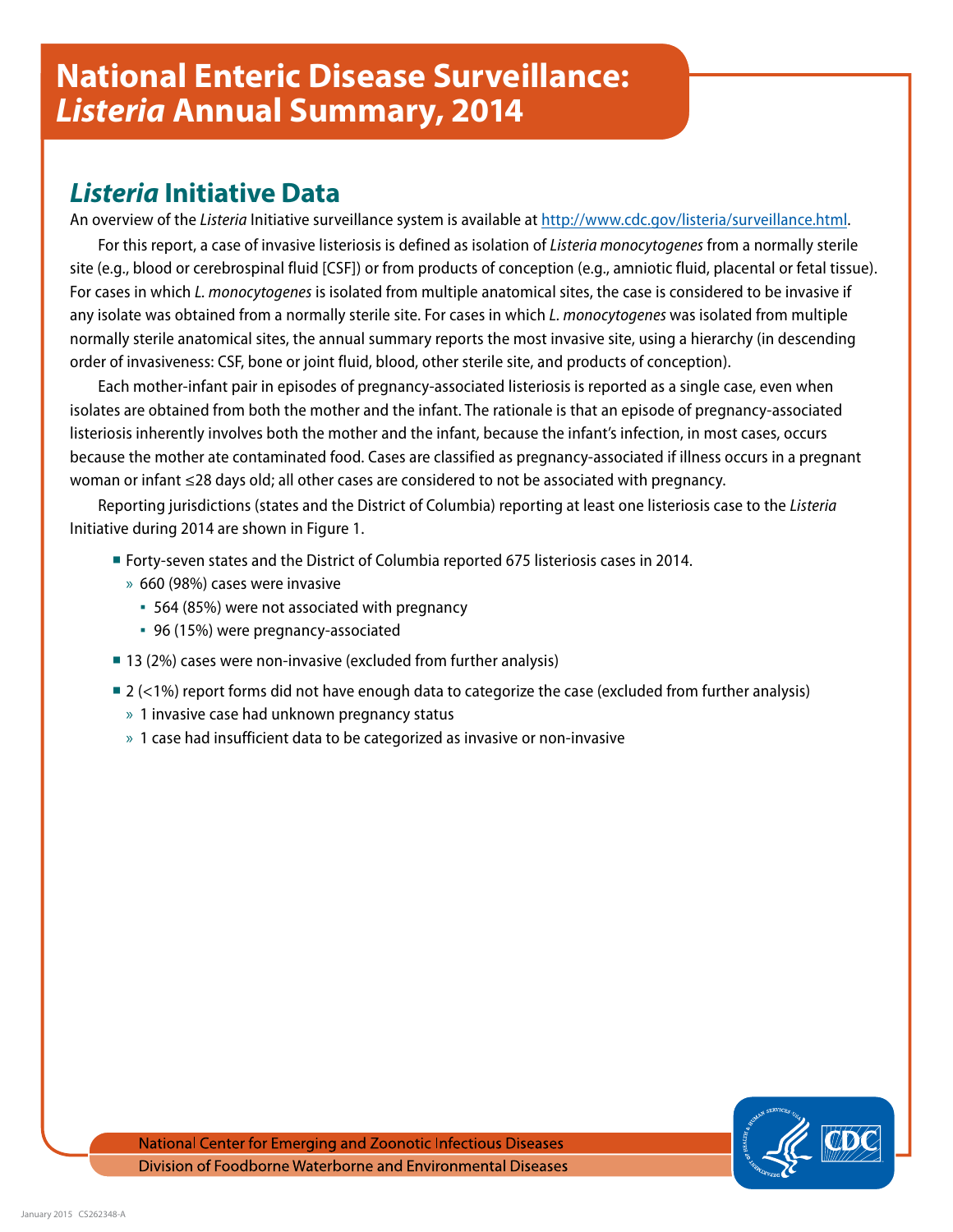# National Enteric Disease Surveillance: *Listeria* Annual Summary, 2014

## *Listeria* Initiative Data

An overview of the *Listeria* Initiative surveillance system is available at http://www.cdc.gov/listeria/surveillance.html.

For this report, a case of invasive listeriosis is defined as isolation of *Listeria monocytogenes* from a normally sterile site (e.g., blood or cerebrospinal fluid [CSF]) or from products of conception (e.g., amniotic fluid, placental or fetal tissue). For cases in which *L. monocytogenes* is isolated from multiple anatomical sites, the case is considered to be invasive if any isolate was obtained from a normally sterile site. For cases in which *L. monocytogenes* was isolated from multiple normally sterile anatomical sites, the annual summary reports the most invasive site, using a hierarchy (in descending order of invasiveness: CSF, bone or joint fluid, blood, other sterile site, and products of conception).

Each mother-infant pair in episodes of pregnancy-associated listeriosis is reported as a single case, even when isolates are obtained from both the mother and the infant. The rationale is that an episode of pregnancy-associated listeriosis inherently involves both the mother and the infant, because the infant's infection, in most cases, occurs because the mother ate contaminated food. Cases are classified as pregnancy-associated if illness occurs in a pregnant woman or infant ≤28 days old; all other cases are considered to not be associated with pregnancy.

Reporting jurisdictions (states and the District of Columbia) reporting at least one listeriosis case to the *Listeria* Initiative during 2014 are shown in Figure 1.

- Forty-seven states and the District of Columbia reported 675 listeriosis cases in 2014.
  - 660 (98%) cases were invasive
    - 564 (85%) were not associated with pregnancy
    - 96 (15%) were pregnancy-associated
- 13 (2%) cases were non-invasive (excluded from further analysis)
- 2 (<1%) report forms did not have enough data to categorize the case (excluded from further analysis)
  - 1 invasive case had unknown pregnancy status
  - 1 case had insufficient data to be categorized as invasive or non-invasive

National Center for Emerging and Zoonotic Infectious Diseases

Division of Foodborne Waterborne and Environmental Diseases

January 2015 CS262348-A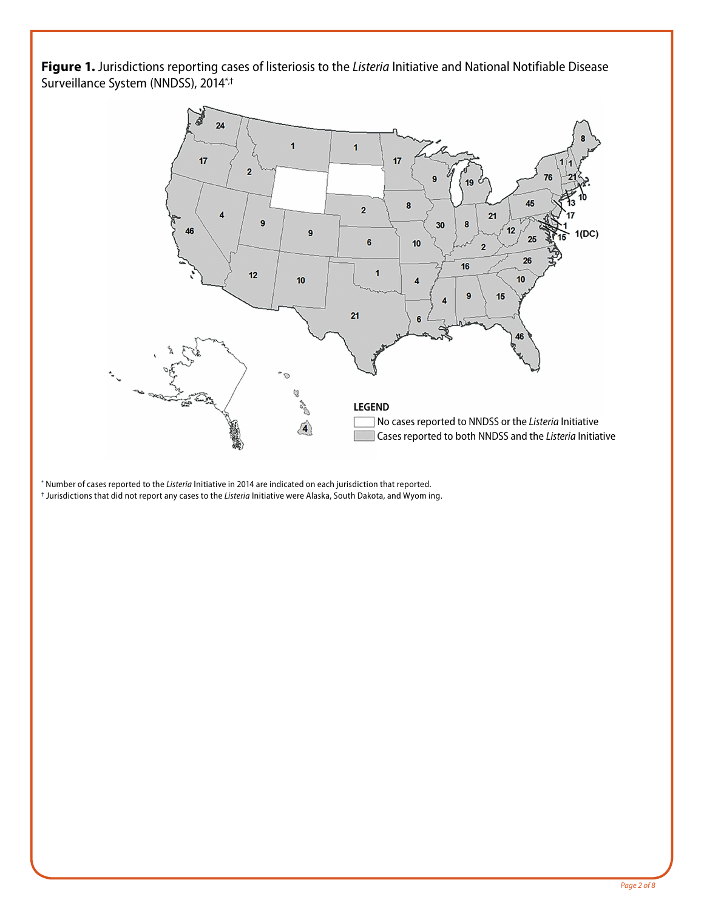**Figure 1.** Jurisdictions reporting cases of listeriosis to the *Listeria* Initiative and National Notifiable Disease Surveillance System (NNDSS), 2014[*,†]

LEGEND

No cases reported to NNDSS or the *Listeria* Initiative

Cases reported to both NNDSS and the *Listeria* Initiative

[*] Number of cases reported to the *Listeria* Initiative in 2014 are indicated on each jurisdiction that reported.

[†] Jurisdictions that did not report any cases to the *Listeria* Initiative were Alaska, South Dakota, and Wyom ing.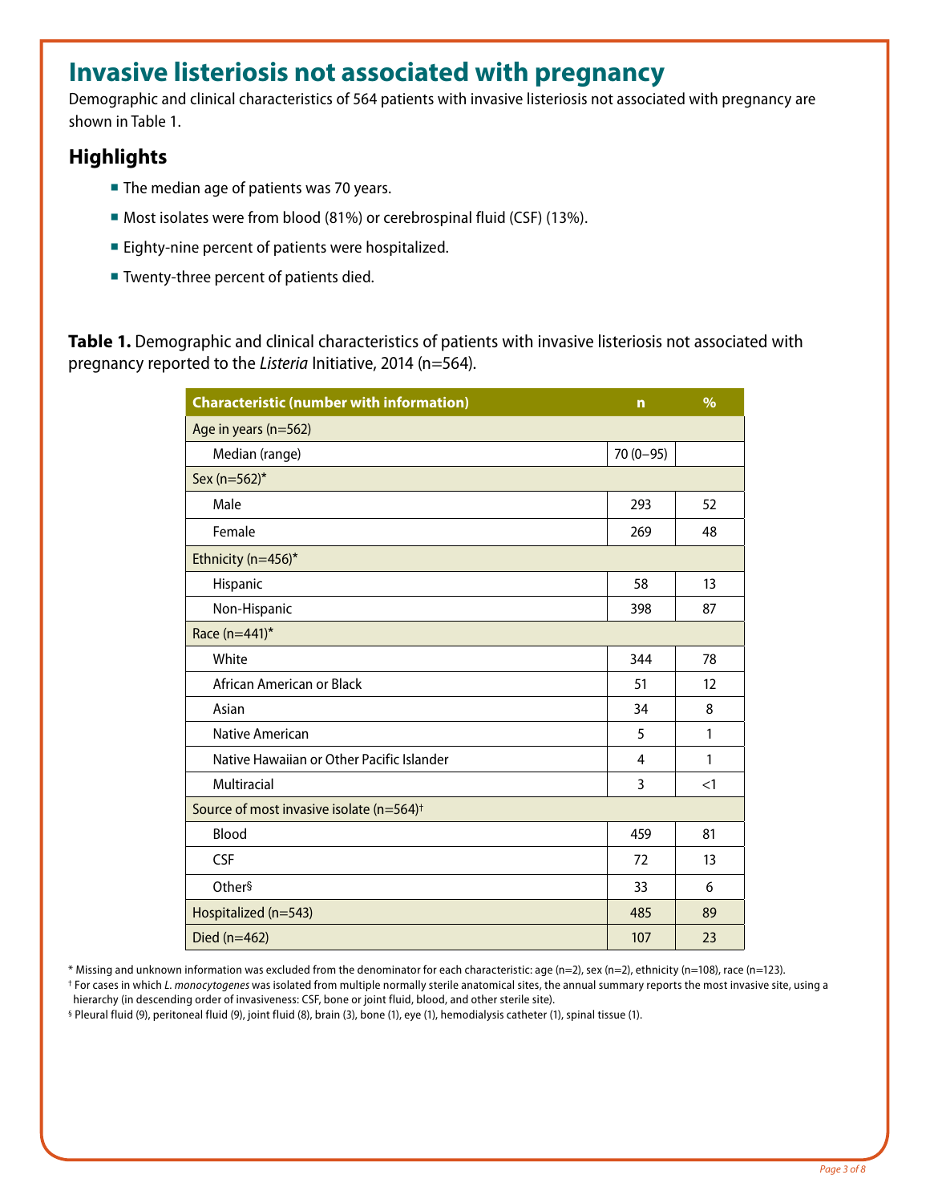# Invasive listeriosis not associated with pregnancy

Demographic and clinical characteristics of 564 patients with invasive listeriosis not associated with pregnancy are shown in Table 1.

## Highlights

- The median age of patients was 70 years.
- Most isolates were from blood (81%) or cerebrospinal fluid (CSF) (13%).
- Eighty-nine percent of patients were hospitalized.
- Twenty-three percent of patients died.

**Table 1.** Demographic and clinical characteristics of patients with invasive listeriosis not associated with pregnancy reported to the *Listeria* Initiative, 2014 (n=564).

| Characteristic (number with information) | n | % |
|---|---|---|
| Age in years (n=562) | | |
| Median (range) | 70 (0–95) | |
| Sex (n=562)* | | |
| Male | 293 | 52 |
| Female | 269 | 48 |
| Ethnicity (n=456)* | | |
| Hispanic | 58 | 13 |
| Non-Hispanic | 398 | 87 |
| Race (n=441)* | | |
| White | 344 | 78 |
| African American or Black | 51 | 12 |
| Asian | 34 | 8 |
| Native American | 5 | 1 |
| Native Hawaiian or Other Pacific Islander | 4 | 1 |
| Multiracial | 3 | <1 |
| Source of most invasive isolate (n=564)† | | |
| Blood | 459 | 81 |
| CSF | 72 | 13 |
| Other§ | 33 | 6 |
| Hospitalized (n=543) | 485 | 89 |
| Died (n=462) | 107 | 23 |

* Missing and unknown information was excluded from the denominator for each characteristic: age (n=2), sex (n=2), ethnicity (n=108), race (n=123).

† For cases in which *L. monocytogenes* was isolated from multiple normally sterile anatomical sites, the annual summary reports the most invasive site, using a hierarchy (in descending order of invasiveness: CSF, bone or joint fluid, blood, and other sterile site).

§ Pleural fluid (9), peritoneal fluid (9), joint fluid (8), brain (3), bone (1), eye (1), hemodialysis catheter (1), spinal tissue (1).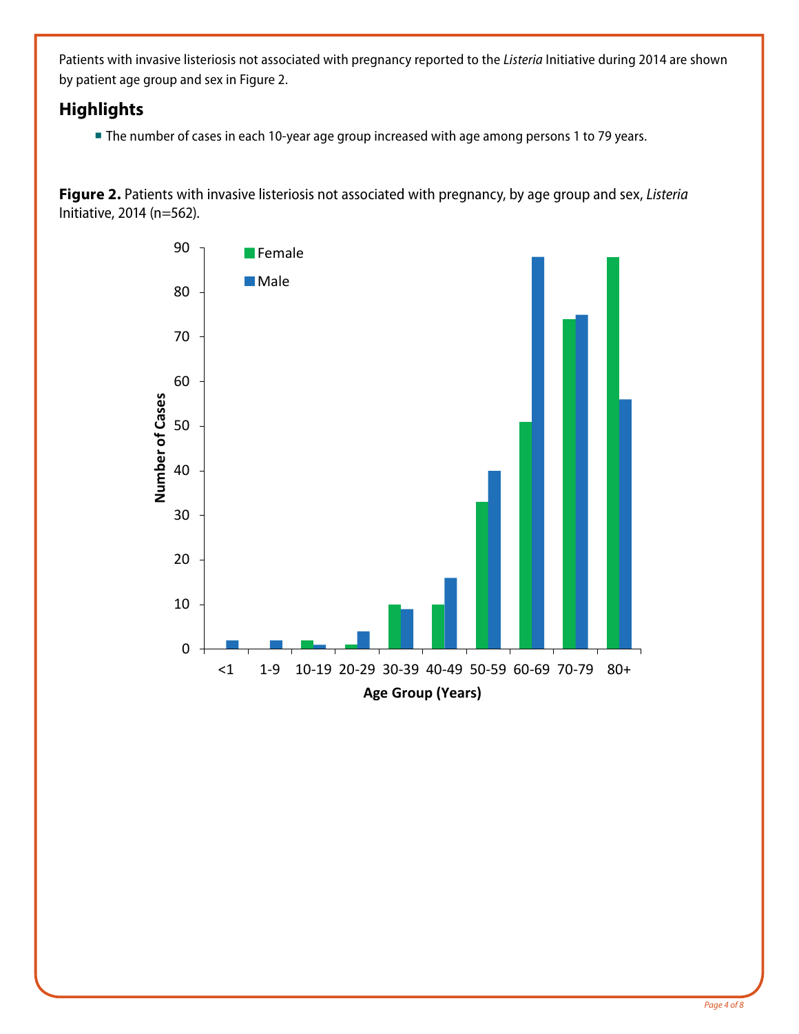Patients with invasive listeriosis not associated with pregnancy reported to the *Listeria* Initiative during 2014 are shown by patient age group and sex in Figure 2.

## Highlights

- The number of cases in each 10-year age group increased with age among persons 1 to 79 years.

**Figure 2.** Patients with invasive listeriosis not associated with pregnancy, by age group and sex, *Listeria* Initiative, 2014 (n=562).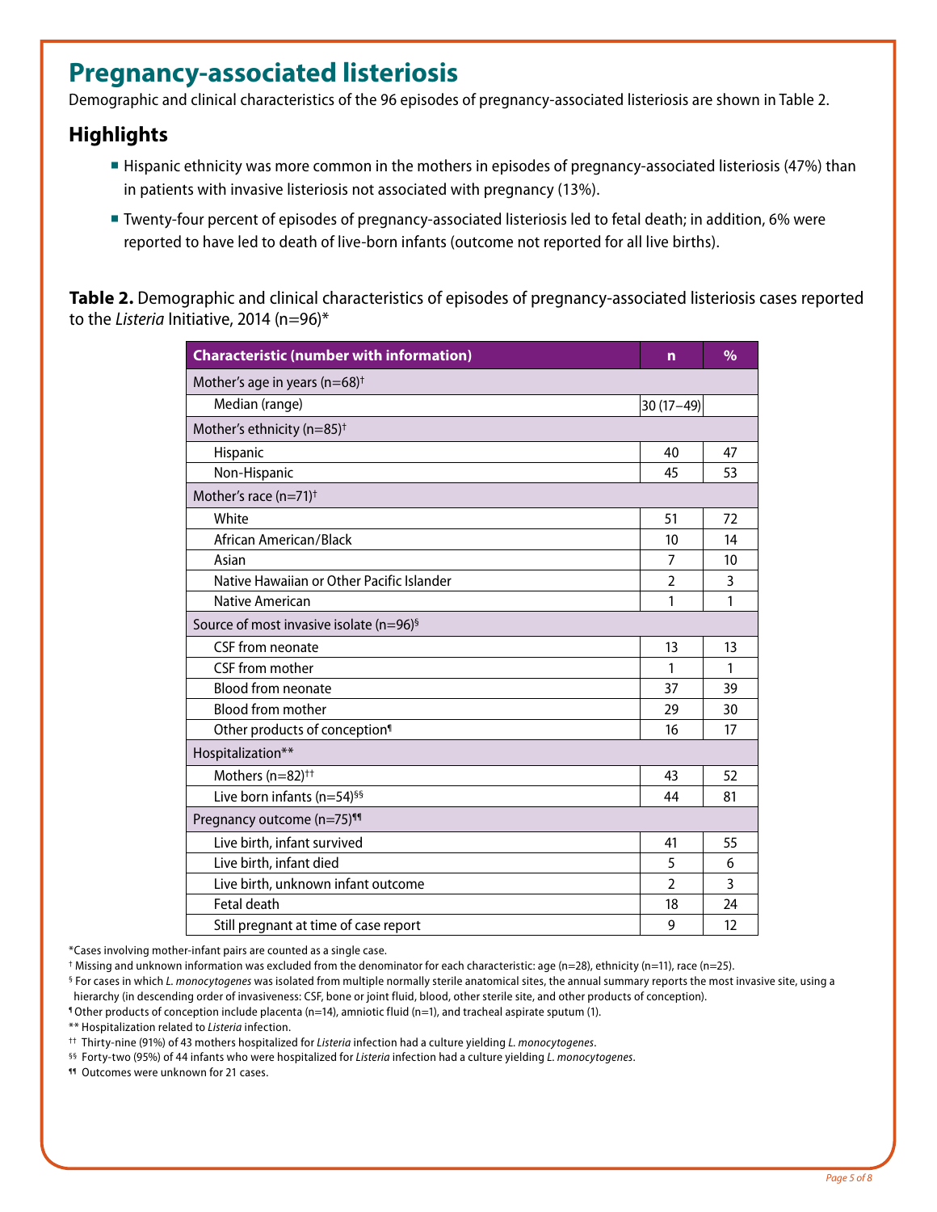# Pregnancy-associated listeriosis

Demographic and clinical characteristics of the 96 episodes of pregnancy-associated listeriosis are shown in Table 2.

## Highlights

- Hispanic ethnicity was more common in the mothers in episodes of pregnancy-associated listeriosis (47%) than in patients with invasive listeriosis not associated with pregnancy (13%).
- Twenty-four percent of episodes of pregnancy-associated listeriosis led to fetal death; in addition, 6% were reported to have led to death of live-born infants (outcome not reported for all live births).

**Table 2.** Demographic and clinical characteristics of episodes of pregnancy-associated listeriosis cases reported to the *Listeria* Initiative, 2014 (n=96)*

| Characteristic (number with information) | n | % |
|---|---|---|
| Mother's age in years (n=68)† | | |
| Median (range) | 30 (17–49) | |
| Mother's ethnicity (n=85)† | | |
| Hispanic | 40 | 47 |
| Non-Hispanic | 45 | 53 |
| Mother's race (n=71)† | | |
| White | 51 | 72 |
| African American/Black | 10 | 14 |
| Asian | 7 | 10 |
| Native Hawaiian or Other Pacific Islander | 2 | 3 |
| Native American | 1 | 1 |
| Source of most invasive isolate (n=96)§ | | |
| CSF from neonate | 13 | 13 |
| CSF from mother | 1 | 1 |
| Blood from neonate | 37 | 39 |
| Blood from mother | 29 | 30 |
| Other products of conception¶ | 16 | 17 |
| Hospitalization** | | |
| Mothers (n=82)†† | 43 | 52 |
| Live born infants (n=54)§§ | 44 | 81 |
| Pregnancy outcome (n=75)¶¶ | | |
| Live birth, infant survived | 41 | 55 |
| Live birth, infant died | 5 | 6 |
| Live birth, unknown infant outcome | 2 | 3 |
| Fetal death | 18 | 24 |
| Still pregnant at time of case report | 9 | 12 |

*Cases involving mother-infant pairs are counted as a single case.

† Missing and unknown information was excluded from the denominator for each characteristic: age (n=28), ethnicity (n=11), race (n=25).

§ For cases in which *L. monocytogenes* was isolated from multiple normally sterile anatomical sites, the annual summary reports the most invasive site, using a hierarchy (in descending order of invasiveness: CSF, bone or joint fluid, blood, other sterile site, and other products of conception).

¶ Other products of conception include placenta (n=14), amniotic fluid (n=1), and tracheal aspirate sputum (1).

** Hospitalization related to *Listeria* infection.

†† Thirty-nine (91%) of 43 mothers hospitalized for *Listeria* infection had a culture yielding *L. monocytogenes*.

§§ Forty-two (95%) of 44 infants who were hospitalized for *Listeria* infection had a culture yielding *L. monocytogenes*.

¶¶ Outcomes were unknown for 21 cases.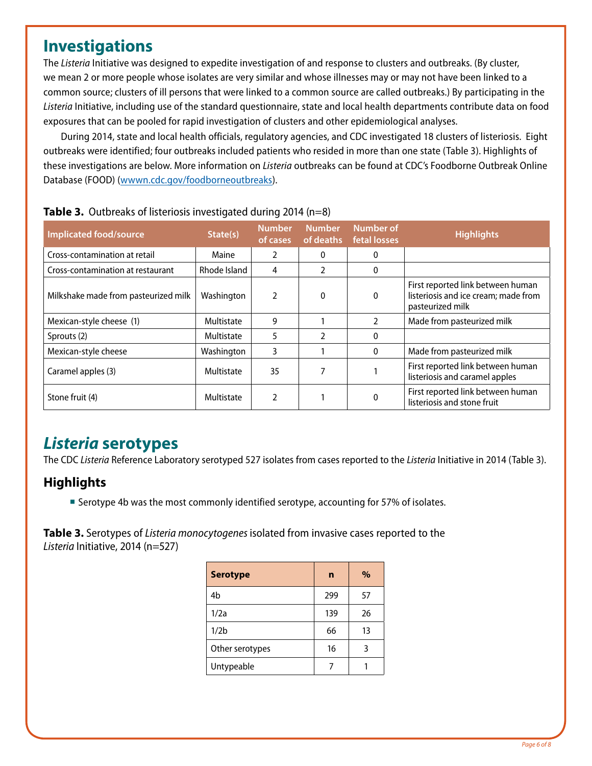# Investigations

The *Listeria* Initiative was designed to expedite investigation of and response to clusters and outbreaks. (By cluster, we mean 2 or more people whose isolates are very similar and whose illnesses may or may not have been linked to a common source; clusters of ill persons that were linked to a common source are called outbreaks.) By participating in the *Listeria* Initiative, including use of the standard questionnaire, state and local health departments contribute data on food exposures that can be pooled for rapid investigation of clusters and other epidemiological analyses.

During 2014, state and local health officials, regulatory agencies, and CDC investigated 18 clusters of listeriosis. Eight outbreaks were identified; four outbreaks included patients who resided in more than one state (Table 3). Highlights of these investigations are below. More information on *Listeria* outbreaks can be found at CDC's Foodborne Outbreak Online Database (FOOD) (wwwn.cdc.gov/foodborneoutbreaks).

**Table 3.** Outbreaks of listeriosis investigated during 2014 (n=8)

| Implicated food/source | State(s) | Number of cases | Number of deaths | Number of fetal losses | Highlights |
|---|---|---|---|---|---|
| Cross-contamination at retail | Maine | 2 | 0 | 0 | |
| Cross-contamination at restaurant | Rhode Island | 4 | 2 | 0 | |
| Milkshake made from pasteurized milk | Washington | 2 | 0 | 0 | First reported link between human listeriosis and ice cream; made from pasteurized milk |
| Mexican-style cheese (1) | Multistate | 9 | 1 | 2 | Made from pasteurized milk |
| Sprouts (2) | Multistate | 5 | 2 | 0 | |
| Mexican-style cheese | Washington | 3 | 1 | 0 | Made from pasteurized milk |
| Caramel apples (3) | Multistate | 35 | 7 | 1 | First reported link between human listeriosis and caramel apples |
| Stone fruit (4) | Multistate | 2 | 1 | 0 | First reported link between human listeriosis and stone fruit |

# *Listeria* serotypes

The CDC *Listeria* Reference Laboratory serotyped 527 isolates from cases reported to the *Listeria* Initiative in 2014 (Table 3).

## Highlights

- Serotype 4b was the most commonly identified serotype, accounting for 57% of isolates.

**Table 3.** Serotypes of *Listeria monocytogenes* isolated from invasive cases reported to the *Listeria* Initiative, 2014 (n=527)

| Serotype | n | % |
|---|---|---|
| 4b | 299 | 57 |
| 1/2a | 139 | 26 |
| 1/2b | 66 | 13 |
| Other serotypes | 16 | 3 |
| Untypeable | 7 | 1 |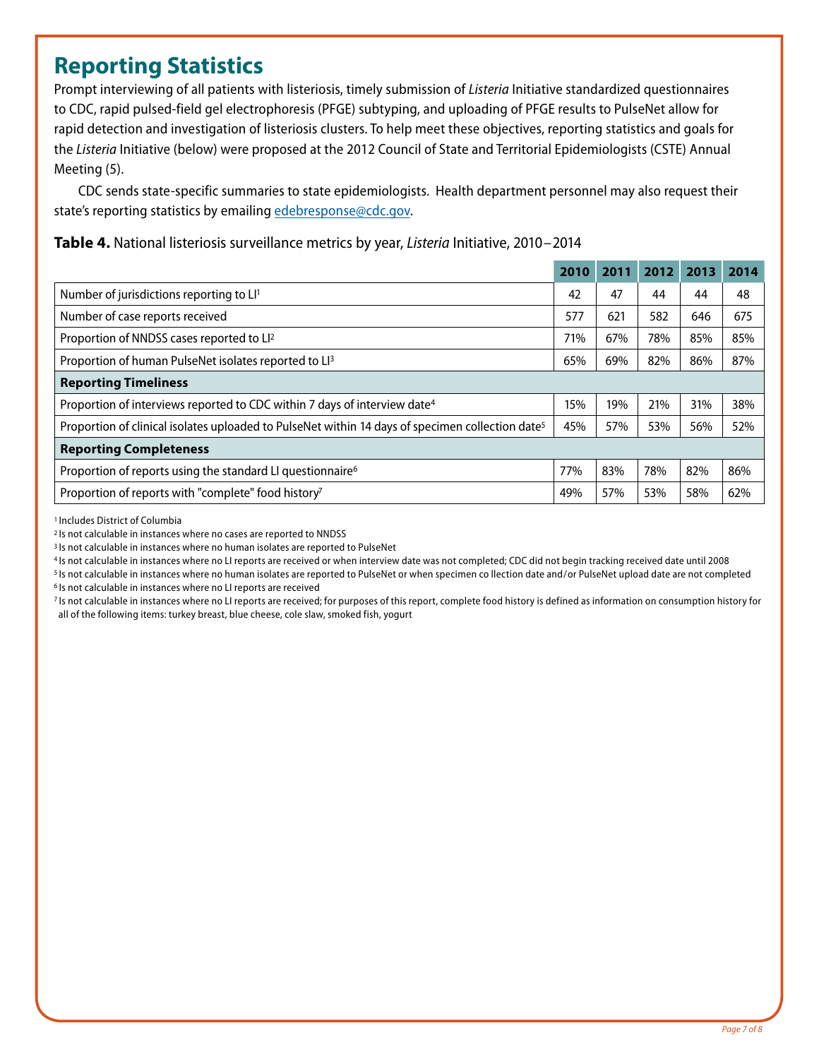## Reporting Statistics

Prompt interviewing of all patients with listeriosis, timely submission of *Listeria* Initiative standardized questionnaires to CDC, rapid pulsed-field gel electrophoresis (PFGE) subtyping, and uploading of PFGE results to PulseNet allow for rapid detection and investigation of listeriosis clusters. To help meet these objectives, reporting statistics and goals for the *Listeria* Initiative (below) were proposed at the 2012 Council of State and Territorial Epidemiologists (CSTE) Annual Meeting (5).

CDC sends state-specific summaries to state epidemiologists. Health department personnel may also request their state's reporting statistics by emailing edebresponse@cdc.gov.

**Table 4.** National listeriosis surveillance metrics by year, *Listeria* Initiative, 2010–2014

| | 2010 | 2011 | 2012 | 2013 | 2014 |
|---|---|---|---|---|---|
| Number of jurisdictions reporting to LI[1] | 42 | 47 | 44 | 44 | 48 |
| Number of case reports received | 577 | 621 | 582 | 646 | 675 |
| Proportion of NNDSS cases reported to LI[2] | 71% | 67% | 78% | 85% | 85% |
| Proportion of human PulseNet isolates reported to LI[3] | 65% | 69% | 82% | 86% | 87% |
| **Reporting Timeliness** | | | | | |
| Proportion of interviews reported to CDC within 7 days of interview date[4] | 15% | 19% | 21% | 31% | 38% |
| Proportion of clinical isolates uploaded to PulseNet within 14 days of specimen collection date[5] | 45% | 57% | 53% | 56% | 52% |
| **Reporting Completeness** | | | | | |
| Proportion of reports using the standard LI questionnaire[6] | 77% | 83% | 78% | 82% | 86% |
| Proportion of reports with "complete" food history[7] | 49% | 57% | 53% | 58% | 62% |

[1] Includes District of Columbia

[2] Is not calculable in instances where no cases are reported to NNDSS

[3] Is not calculable in instances where no human isolates are reported to PulseNet

[4] Is not calculable in instances where no LI reports are received or when interview date was not completed; CDC did not begin tracking received date until 2008

[5] Is not calculable in instances where no human isolates are reported to PulseNet or when specimen collection date and/or PulseNet upload date are not completed

[6] Is not calculable in instances where no LI reports are received

[7] Is not calculable in instances where no LI reports are received; for purposes of this report, complete food history is defined as information on consumption history for all of the following items: turkey breast, blue cheese, cole slaw, smoked fish, yogurt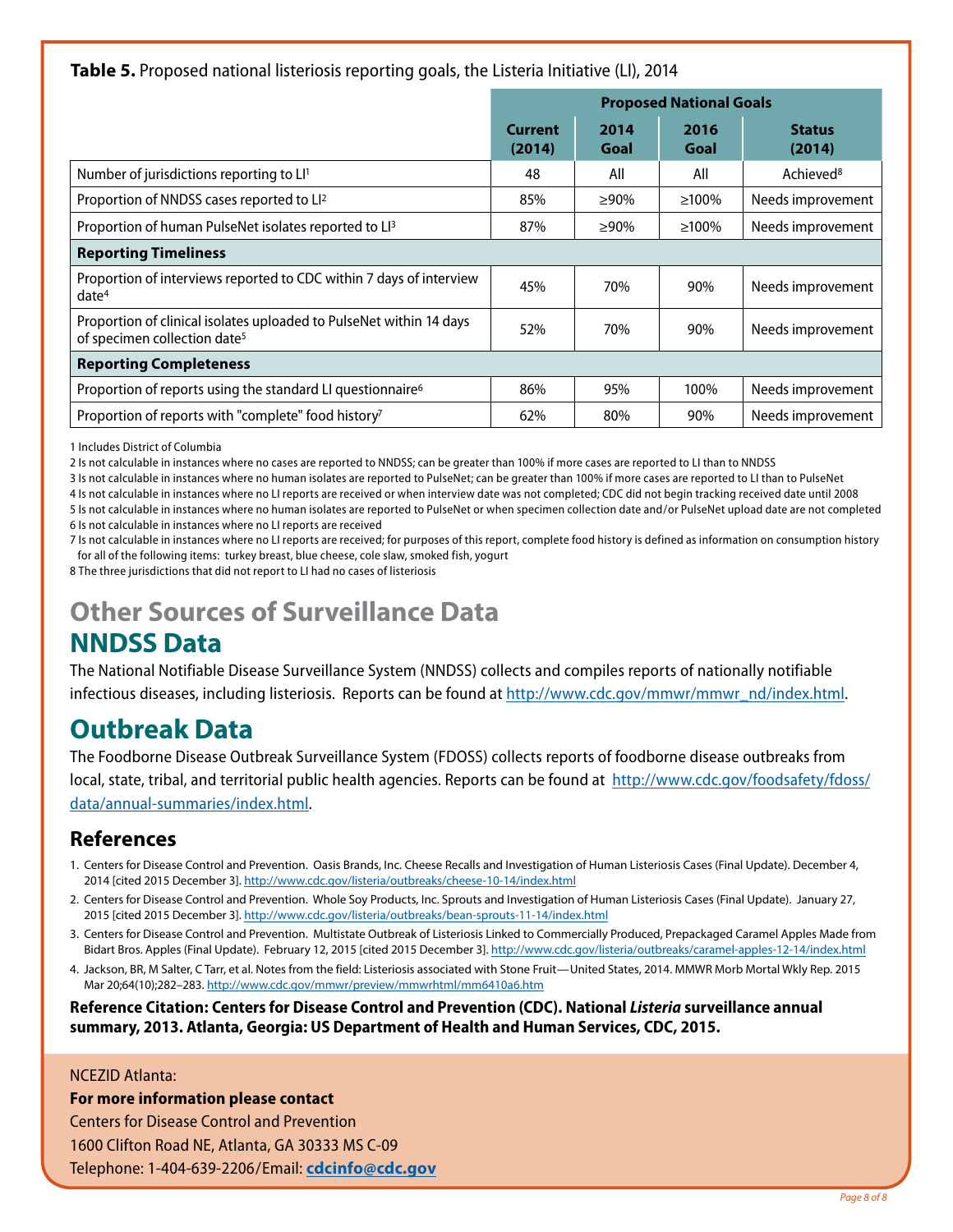**Table 5.** Proposed national listeriosis reporting goals, the Listeria Initiative (LI), 2014

| | Proposed National Goals | | | |
|---|---|---|---|---|
| | Current (2014) | 2014 Goal | 2016 Goal | Status (2014) |
| Number of jurisdictions reporting to LI[1] | 48 | All | All | Achieved[8] |
| Proportion of NNDSS cases reported to LI[2] | 85% | ≥90% | ≥100% | Needs improvement |
| Proportion of human PulseNet isolates reported to LI[3] | 87% | ≥90% | ≥100% | Needs improvement |
| **Reporting Timeliness** | | | | |
| Proportion of interviews reported to CDC within 7 days of interview date[4] | 45% | 70% | 90% | Needs improvement |
| Proportion of clinical isolates uploaded to PulseNet within 14 days of specimen collection date[5] | 52% | 70% | 90% | Needs improvement |
| **Reporting Completeness** | | | | |
| Proportion of reports using the standard LI questionnaire[6] | 86% | 95% | 100% | Needs improvement |
| Proportion of reports with "complete" food history[7] | 62% | 80% | 90% | Needs improvement |

1 Includes District of Columbia
2 Is not calculable in instances where no cases are reported to NNDSS; can be greater than 100% if more cases are reported to LI than to NNDSS
3 Is not calculable in instances where no human isolates are reported to PulseNet; can be greater than 100% if more cases are reported to LI than to PulseNet
4 Is not calculable in instances where no LI reports are received or when interview date was not completed; CDC did not begin tracking received date until 2008
5 Is not calculable in instances where no human isolates are reported to PulseNet or when specimen collection date and/or PulseNet upload date are not completed
6 Is not calculable in instances where no LI reports are received
7 Is not calculable in instances where no LI reports are received; for purposes of this report, complete food history is defined as information on consumption history for all of the following items: turkey breast, blue cheese, cole slaw, smoked fish, yogurt
8 The three jurisdictions that did not report to LI had no cases of listeriosis

# Other Sources of Surveillance Data

## NNDSS Data

The National Notifiable Disease Surveillance System (NNDSS) collects and compiles reports of nationally notifiable infectious diseases, including listeriosis. Reports can be found at http://www.cdc.gov/mmwr/mmwr_nd/index.html.

## Outbreak Data

The Foodborne Disease Outbreak Surveillance System (FDOSS) collects reports of foodborne disease outbreaks from local, state, tribal, and territorial public health agencies. Reports can be found at http://www.cdc.gov/foodsafety/fdoss/data/annual-summaries/index.html.

### References

1. Centers for Disease Control and Prevention. Oasis Brands, Inc. Cheese Recalls and Investigation of Human Listeriosis Cases (Final Update). December 4, 2014 [cited 2015 December 3]. http://www.cdc.gov/listeria/outbreaks/cheese-10-14/index.html
2. Centers for Disease Control and Prevention. Whole Soy Products, Inc. Sprouts and Investigation of Human Listeriosis Cases (Final Update). January 27, 2015 [cited 2015 December 3]. http://www.cdc.gov/listeria/outbreaks/bean-sprouts-11-14/index.html
3. Centers for Disease Control and Prevention. Multistate Outbreak of Listeriosis Linked to Commercially Produced, Prepackaged Caramel Apples Made from Bidart Bros. Apples (Final Update). February 12, 2015 [cited 2015 December 3]. http://www.cdc.gov/listeria/outbreaks/caramel-apples-12-14/index.html
4. Jackson, BR, M Salter, C Tarr, et al. Notes from the field: Listeriosis associated with Stone Fruit—United States, 2014. MMWR Morb Mortal Wkly Rep. 2015 Mar 20;64(10);282–283. http://www.cdc.gov/mmwr/preview/mmwrhtml/mm6410a6.htm

**Reference Citation: Centers for Disease Control and Prevention (CDC). National *Listeria* surveillance annual summary, 2013. Atlanta, Georgia: US Department of Health and Human Services, CDC, 2015.**

NCEZID Atlanta:
**For more information please contact**
Centers for Disease Control and Prevention
1600 Clifton Road NE, Atlanta, GA 30333 MS C-09
Telephone: 1-404-639-2206/Email: **cdcinfo@cdc.gov**